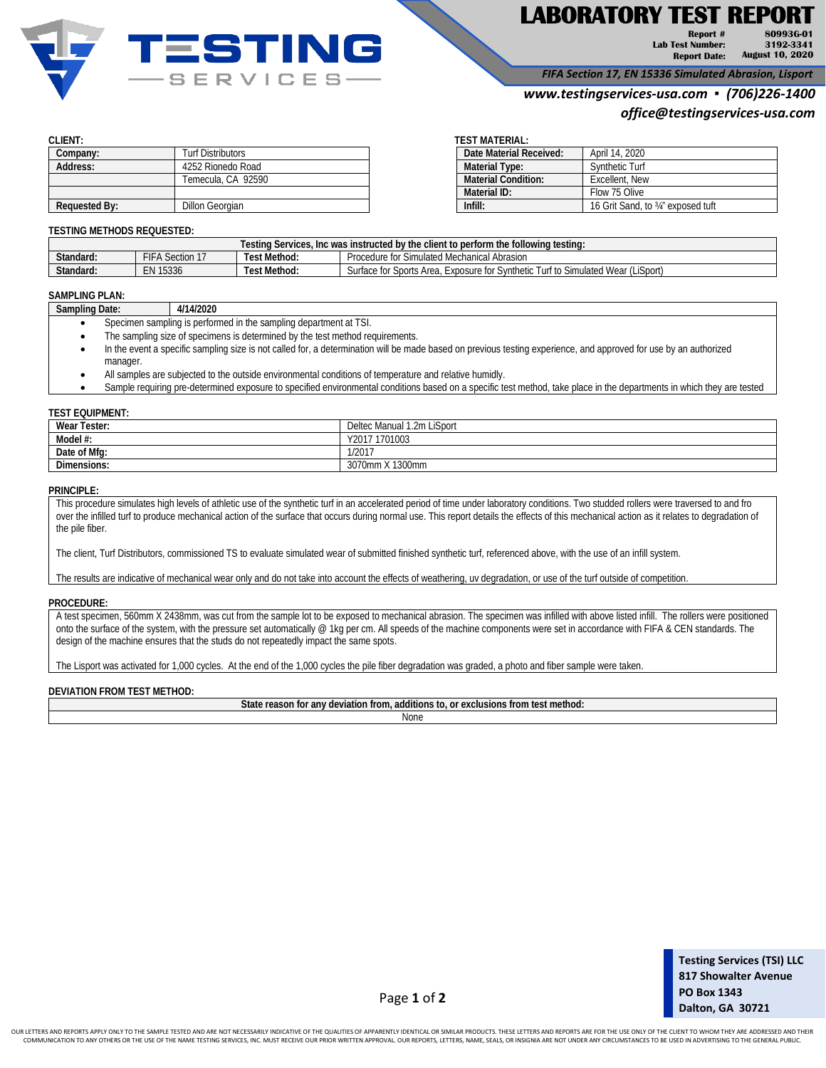# LABORATORY TEST REPORT

**Report #** 80993G-01
**Lab Test Number:** 3192-3341
**Report Date:** August 10, 2020

*FIFA Section 17, EN 15336 Simulated Abrasion, Lisport*

*www.testingservices-usa.com ▪ (706)226-1400*
*office@testingservices-usa.com*

**CLIENT:**

| | |
|---|---|
| **Company:** | Turf Distributors |
| **Address:** | 4252 Rionedo Road |
| | Temecula, CA 92590 |
| | |
| **Requested By:** | Dillon Georgian |

**TEST MATERIAL:**

| | |
|---|---|
| **Date Material Received:** | April 14, 2020 |
| **Material Type:** | Synthetic Turf |
| **Material Condition:** | Excellent, New |
| **Material ID:** | Flow 75 Olive |
| **Infill:** | 16 Grit Sand, to ¾" exposed tuft |

**TESTING METHODS REQUESTED:**

| Testing Services, Inc was instructed by the client to perform the following testing: | | | |
|---|---|---|---|
| **Standard:** | FIFA Section 17 | **Test Method:** | Procedure for Simulated Mechanical Abrasion |
| **Standard:** | EN 15336 | **Test Method:** | Surface for Sports Area, Exposure for Synthetic Turf to Simulated Wear (LiSport) |

**SAMPLING PLAN:**

| | |
|---|---|
| **Sampling Date:** | **4/14/2020** |

- Specimen sampling is performed in the sampling department at TSI.
- The sampling size of specimens is determined by the test method requirements.
- In the event a specific sampling size is not called for, a determination will be made based on previous testing experience, and approved for use by an authorized manager.
- All samples are subjected to the outside environmental conditions of temperature and relative humidly.
- Sample requiring pre-determined exposure to specified environmental conditions based on a specific test method, take place in the departments in which they are tested

**TEST EQUIPMENT:**

| | |
|---|---|
| **Wear Tester:** | Deltec Manual 1.2m LiSport |
| **Model #:** | Y2017 1701003 |
| **Date of Mfg:** | 1/2017 |
| **Dimensions:** | 3070mm X 1300mm |

**PRINCIPLE:**

This procedure simulates high levels of athletic use of the synthetic turf in an accelerated period of time under laboratory conditions. Two studded rollers were traversed to and fro over the infilled turf to produce mechanical action of the surface that occurs during normal use. This report details the effects of this mechanical action as it relates to degradation of the pile fiber.

The client, Turf Distributors, commissioned TS to evaluate simulated wear of submitted finished synthetic turf, referenced above, with the use of an infill system.

The results are indicative of mechanical wear only and do not take into account the effects of weathering, uv degradation, or use of the turf outside of competition.

**PROCEDURE:**

A test specimen, 560mm X 2438mm, was cut from the sample lot to be exposed to mechanical abrasion. The specimen was infilled with above listed infill. The rollers were positioned onto the surface of the system, with the pressure set automatically @ 1kg per cm. All speeds of the machine components were set in accordance with FIFA & CEN standards. The design of the machine ensures that the studs do not repeatedly impact the same spots.

The Lisport was activated for 1,000 cycles. At the end of the 1,000 cycles the pile fiber degradation was graded, a photo and fiber sample were taken.

**DEVIATION FROM TEST METHOD:**

| State reason for any deviation from, additions to, or exclusions from test method: |
|---|
| None |

**Testing Services (TSI) LLC**
**817 Showalter Avenue**
**PO Box 1343**
**Dalton, GA 30721**

OUR LETTERS AND REPORTS APPLY ONLY TO THE SAMPLE TESTED AND ARE NOT NECESSARILY INDICATIVE OF THE QUALITIES OF APPARENTLY IDENTICAL OR SIMILAR PRODUCTS. THESE LETTERS AND REPORTS ARE FOR THE USE ONLY OF THE CLIENT TO WHOM THEY ARE ADDRESSED AND THEIR COMMUNICATION TO ANY OTHERS OR THE USE OF THE NAME TESTING SERVICES, INC. MUST RECEIVE OUR PRIOR WRITTEN APPROVAL. OUR REPORTS, LETTERS, NAME, SEALS, OR INSIGNIA ARE NOT UNDER ANY CIRCUMSTANCES TO BE USED IN ADVERTISING TO THE GENERAL PUBLIC.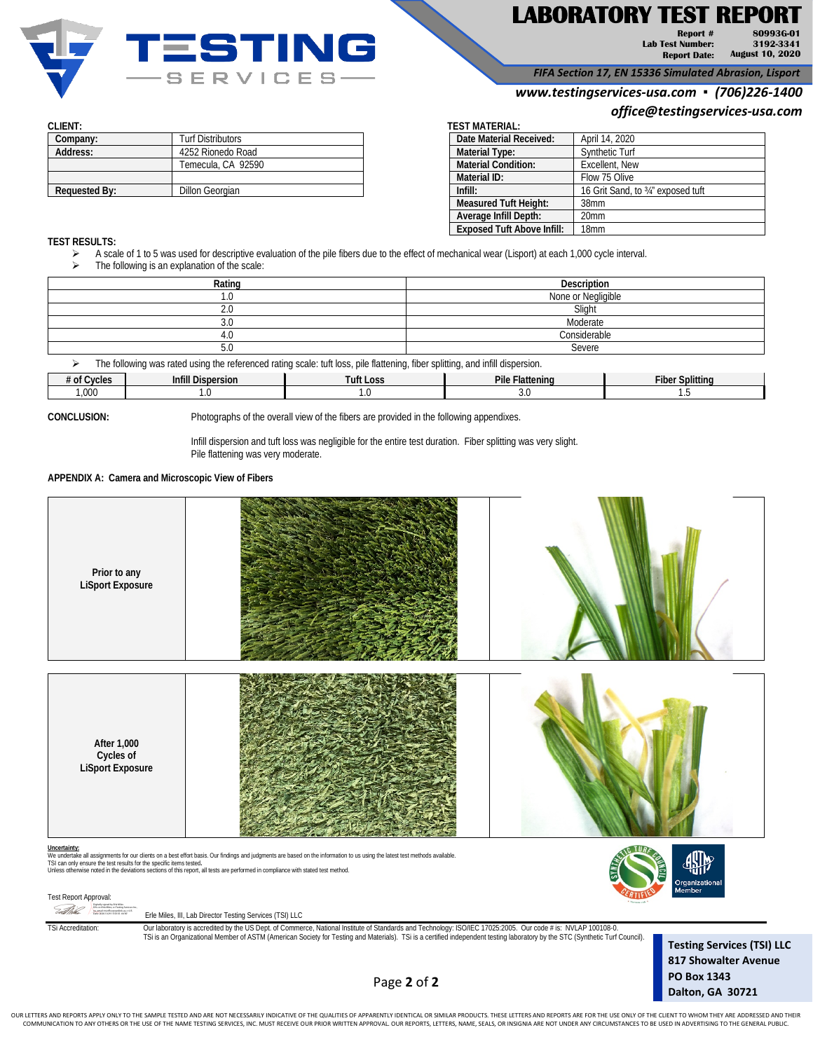# LABORATORY TEST REPORT

**Report #** 80993G-01
**Lab Test Number:** 3192-3341
**Report Date:** August 10, 2020

*FIFA Section 17, EN 15336 Simulated Abrasion, Lisport*

*www.testingservices-usa.com ▪ (706)226-1400*
*office@testingservices-usa.com*

**CLIENT:**

| | |
|---|---|
| **Company:** | Turf Distributors |
| **Address:** | 4252 Rionedo Road |
| | Temecula, CA 92590 |
| | |
| **Requested By:** | Dillon Georgian |

**TEST MATERIAL:**

| | |
|---|---|
| **Date Material Received:** | April 14, 2020 |
| **Material Type:** | Synthetic Turf |
| **Material Condition:** | Excellent, New |
| **Material ID:** | Flow 75 Olive |
| **Infill:** | 16 Grit Sand, to ¾" exposed tuft |
| **Measured Tuft Height:** | 38mm |
| **Average Infill Depth:** | 20mm |
| **Exposed Tuft Above Infill:** | 18mm |

**TEST RESULTS:**

- A scale of 1 to 5 was used for descriptive evaluation of the pile fibers due to the effect of mechanical wear (Lisport) at each 1,000 cycle interval.
- The following is an explanation of the scale:

| Rating | Description |
|---|---|
| 1.0 | None or Negligible |
| 2.0 | Slight |
| 3.0 | Moderate |
| 4.0 | Considerable |
| 5.0 | Severe |

- The following was rated using the referenced rating scale: tuft loss, pile flattening, fiber splitting, and infill dispersion.

| # of Cycles | Infill Dispersion | Tuft Loss | Pile Flattening | Fiber Splitting |
|---|---|---|---|---|
| 1,000 | 1.0 | 1.0 | 3.0 | 1.5 |

**CONCLUSION:** Photographs of the overall view of the fibers are provided in the following appendixes.

Infill dispersion and tuft loss was negligible for the entire test duration. Fiber splitting was very slight. Pile flattening was very moderate.

**APPENDIX A: Camera and Microscopic View of Fibers**

**Prior to any LiSport Exposure**

**After 1,000 Cycles of LiSport Exposure**

**Uncertainty:**
We undertake all assignments for our clients on a best effort basis. Our findings and judgments are based on the information to us using the latest test methods available.
TSI can only ensure the test results for the specific items tested.
Unless otherwise noted in the deviations sections of this report, all tests are performed in compliance with stated test method.

Test Report Approval:

Erle Miles, III, Lab Director Testing Services (TSI) LLC

TSi Accreditation: Our laboratory is accredited by the US Dept. of Commerce, National Institute of Standards and Technology: ISO/IEC 17025:2005. Our code # is: NVLAP 100108-0.
TSi is an Organizational Member of ASTM (American Society for Testing and Materials). TSi is a certified independent testing laboratory by the STC (Synthetic Turf Council).

**Testing Services (TSI) LLC**
**817 Showalter Avenue**
**PO Box 1343**
**Dalton, GA 30721**

OUR LETTERS AND REPORTS APPLY ONLY TO THE SAMPLE TESTED AND ARE NOT NECESSARILY INDICATIVE OF THE QUALITIES OF APPARENTLY IDENTICAL OR SIMILAR PRODUCTS. THESE LETTERS AND REPORTS ARE FOR THE USE ONLY OF THE CLIENT TO WHOM THEY ARE ADDRESSED AND THEIR COMMUNICATION TO ANY OTHERS OR THE USE OF THE NAME TESTING SERVICES, INC. MUST RECEIVE OUR PRIOR WRITTEN APPROVAL. OUR REPORTS, LETTERS, NAME, SEALS, OR INSIGNIA ARE NOT UNDER ANY CIRCUMSTANCES TO BE USED IN ADVERTISING TO THE GENERAL PUBLIC.